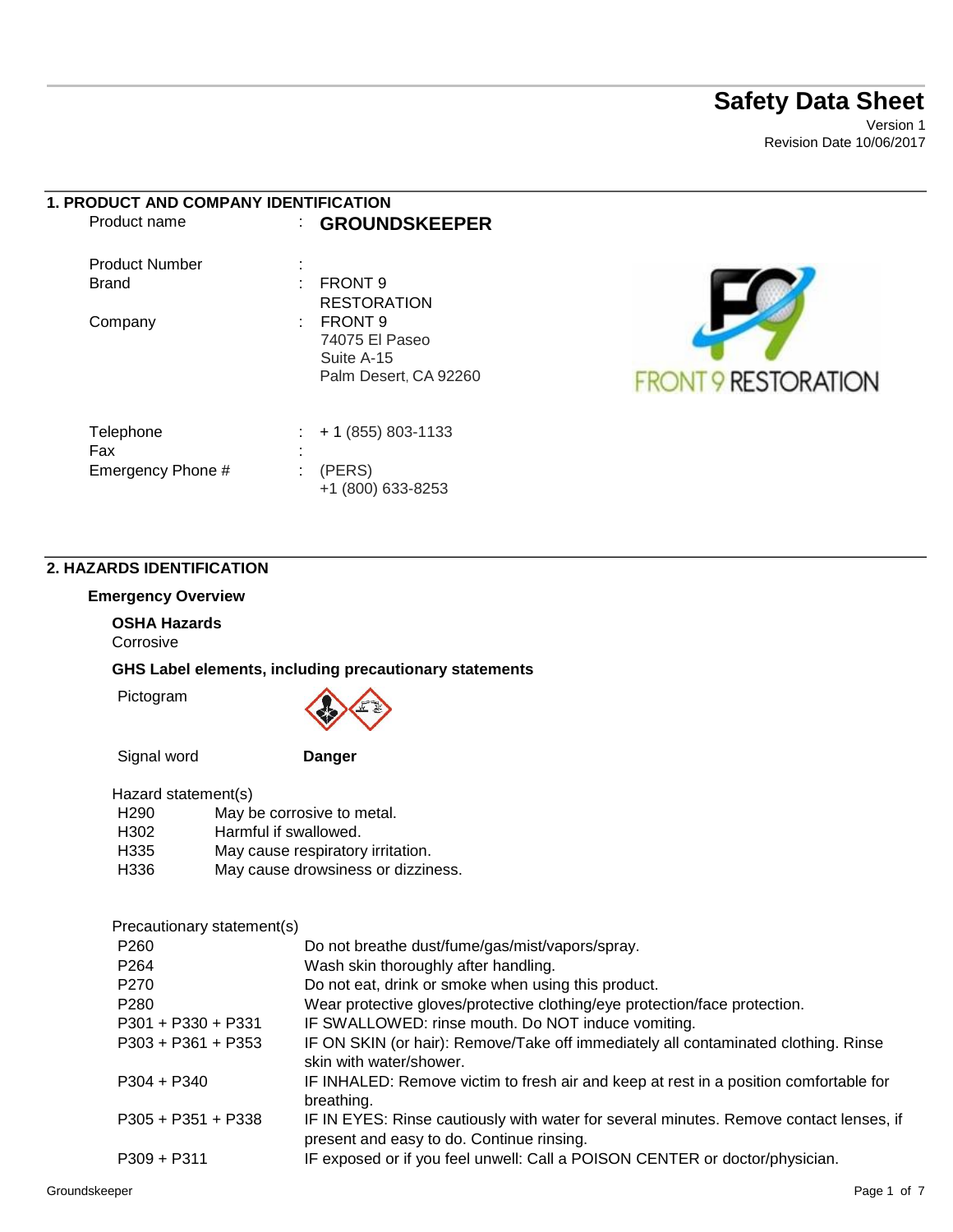# Safety Data Sheet

Version 1
Revision Date 10/06/2017

## 1. PRODUCT AND COMPANY IDENTIFICATION

| | | |
|---|---|---|
| Product name | : | **GROUNDSKEEPER** |
| Product Number | : | |
| Brand | : | FRONT 9 RESTORATION |
| Company | : | FRONT 9<br>74075 El Paseo<br>Suite A-15<br>Palm Desert, CA 92260 |
| Telephone | : | + 1 (855) 803-1133 |
| Fax | : | |
| Emergency Phone # | : | (PERS)<br>+1 (800) 633-8253 |

## 2. HAZARDS IDENTIFICATION

### Emergency Overview

**OSHA Hazards**

Corrosive

**GHS Label elements, including precautionary statements**

Pictogram

Signal word **Danger**

Hazard statement(s)

| | |
|---|---|
| H290 | May be corrosive to metal. |
| H302 | Harmful if swallowed. |
| H335 | May cause respiratory irritation. |
| H336 | May cause drowsiness or dizziness. |

Precautionary statement(s)

| | |
|---|---|
| P260 | Do not breathe dust/fume/gas/mist/vapors/spray. |
| P264 | Wash skin thoroughly after handling. |
| P270 | Do not eat, drink or smoke when using this product. |
| P280 | Wear protective gloves/protective clothing/eye protection/face protection. |
| P301 + P330 + P331 | IF SWALLOWED: rinse mouth. Do NOT induce vomiting. |
| P303 + P361 + P353 | IF ON SKIN (or hair): Remove/Take off immediately all contaminated clothing. Rinse skin with water/shower. |
| P304 + P340 | IF INHALED: Remove victim to fresh air and keep at rest in a position comfortable for breathing. |
| P305 + P351 + P338 | IF IN EYES: Rinse cautiously with water for several minutes. Remove contact lenses, if present and easy to do. Continue rinsing. |
| P309 + P311 | IF exposed or if you feel unwell: Call a POISON CENTER or doctor/physician. |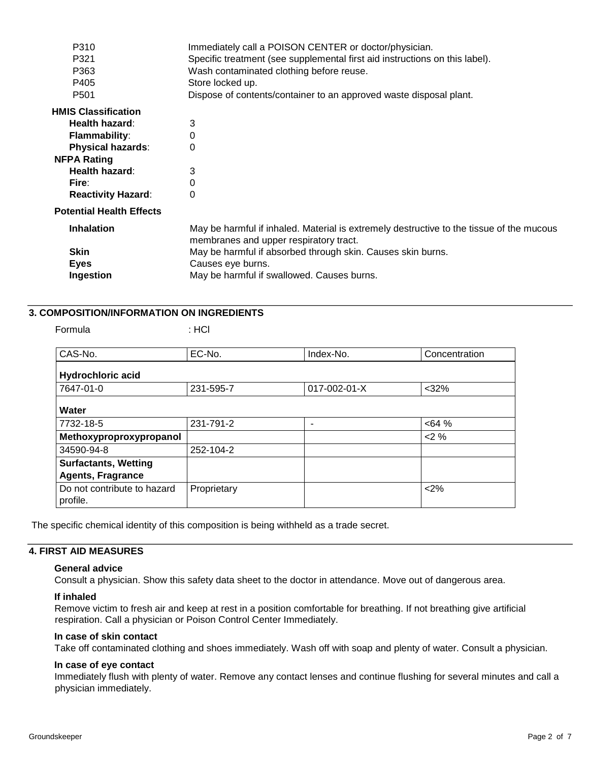| | |
|---|---|
| P310 | Immediately call a POISON CENTER or doctor/physician. |
| P321 | Specific treatment (see supplemental first aid instructions on this label). |
| P363 | Wash contaminated clothing before reuse. |
| P405 | Store locked up. |
| P501 | Dispose of contents/container to an approved waste disposal plant. |

**HMIS Classification**

**Health hazard**: 3
**Flammability**: 0
**Physical hazards**: 0

**NFPA Rating**

**Health hazard**: 3
**Fire**: 0
**Reactivity Hazard**: 0

**Potential Health Effects**

| | |
|---|---|
| **Inhalation** | May be harmful if inhaled. Material is extremely destructive to the tissue of the mucous membranes and upper respiratory tract. |
| **Skin** | May be harmful if absorbed through skin. Causes skin burns. |
| **Eyes** | Causes eye burns. |
| **Ingestion** | May be harmful if swallowed. Causes burns. |

## 3. COMPOSITION/INFORMATION ON INGREDIENTS

Formula : HCl

| CAS-No. | EC-No. | Index-No. | Concentration |
|---|---|---|---|
| **Hydrochloric acid** | | | |
| 7647-01-0 | 231-595-7 | 017-002-01-X | <32% |
| **Water** | | | |
| 7732-18-5 | 231-791-2 | - | <64 % |
| **Methoxyproproxypropanol** | | | <2 % |
| 34590-94-8 | 252-104-2 | | |
| **Surfactants, Wetting Agents, Fragrance** | | | |
| Do not contribute to hazard profile. | Proprietary | | <2% |

The specific chemical identity of this composition is being withheld as a trade secret.

## 4. FIRST AID MEASURES

**General advice**

Consult a physician. Show this safety data sheet to the doctor in attendance. Move out of dangerous area.

**If inhaled**

Remove victim to fresh air and keep at rest in a position comfortable for breathing. If not breathing give artificial respiration. Call a physician or Poison Control Center Immediately.

**In case of skin contact**

Take off contaminated clothing and shoes immediately. Wash off with soap and plenty of water. Consult a physician.

**In case of eye contact**

Immediately flush with plenty of water. Remove any contact lenses and continue flushing for several minutes and call a physician immediately.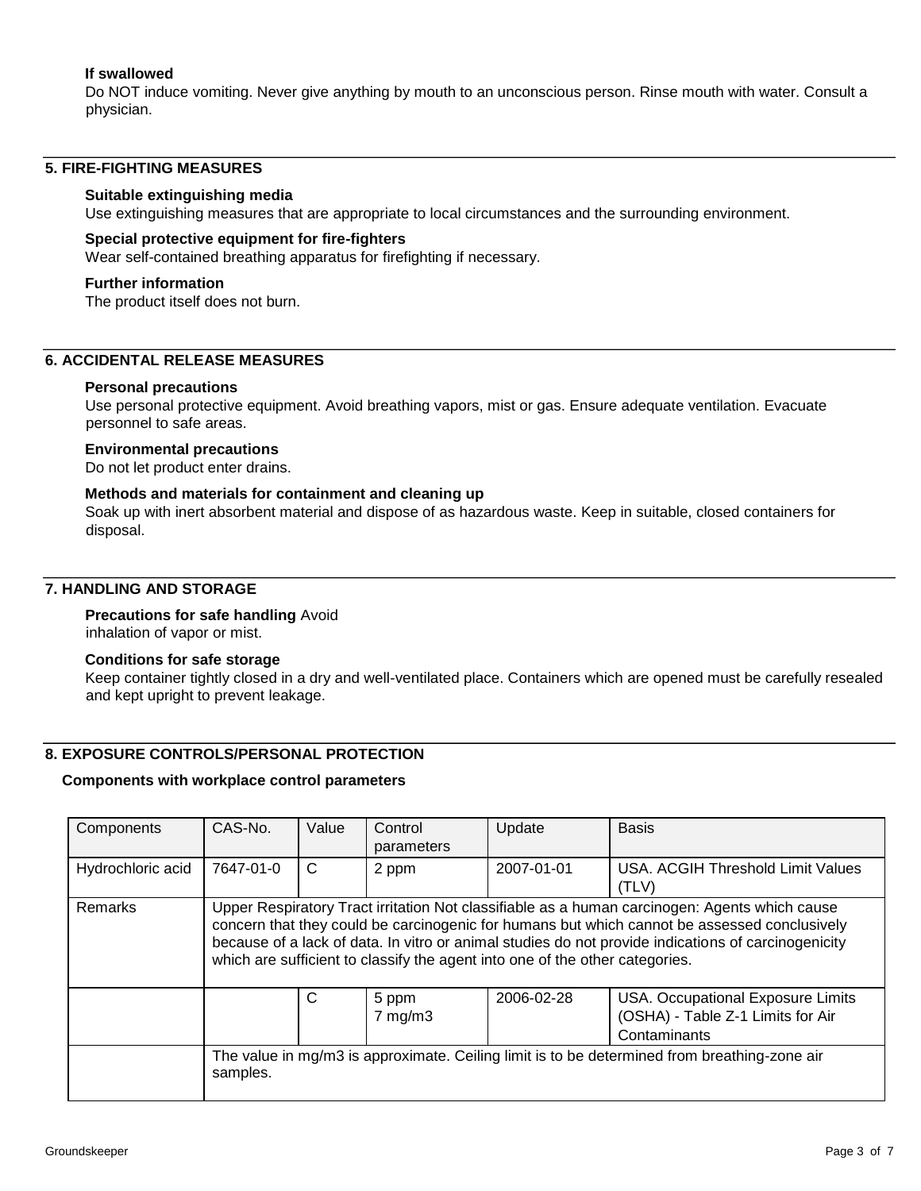**If swallowed**

Do NOT induce vomiting. Never give anything by mouth to an unconscious person. Rinse mouth with water. Consult a physician.

## 5. FIRE-FIGHTING MEASURES

**Suitable extinguishing media**

Use extinguishing measures that are appropriate to local circumstances and the surrounding environment.

**Special protective equipment for fire-fighters**

Wear self-contained breathing apparatus for firefighting if necessary.

**Further information**

The product itself does not burn.

## 6. ACCIDENTAL RELEASE MEASURES

**Personal precautions**

Use personal protective equipment. Avoid breathing vapors, mist or gas. Ensure adequate ventilation. Evacuate personnel to safe areas.

**Environmental precautions**

Do not let product enter drains.

**Methods and materials for containment and cleaning up**

Soak up with inert absorbent material and dispose of as hazardous waste. Keep in suitable, closed containers for disposal.

## 7. HANDLING AND STORAGE

**Precautions for safe handling** Avoid inhalation of vapor or mist.

**Conditions for safe storage**

Keep container tightly closed in a dry and well-ventilated place. Containers which are opened must be carefully resealed and kept upright to prevent leakage.

## 8. EXPOSURE CONTROLS/PERSONAL PROTECTION

**Components with workplace control parameters**

| Components | CAS-No. | Value | Control parameters | Update | Basis |
|---|---|---|---|---|---|
| Hydrochloric acid | 7647-01-0 | C | 2 ppm | 2007-01-01 | USA. ACGIH Threshold Limit Values (TLV) |
| Remarks | Upper Respiratory Tract irritation Not classifiable as a human carcinogen: Agents which cause concern that they could be carcinogenic for humans but which cannot be assessed conclusively because of a lack of data. In vitro or animal studies do not provide indications of carcinogenicity which are sufficient to classify the agent into one of the other categories. | | | | |
| | | C | 5 ppm<br>7 mg/m3 | 2006-02-28 | USA. Occupational Exposure Limits (OSHA) - Table Z-1 Limits for Air Contaminants |
| | The value in mg/m3 is approximate. Ceiling limit is to be determined from breathing-zone air samples. | | | | |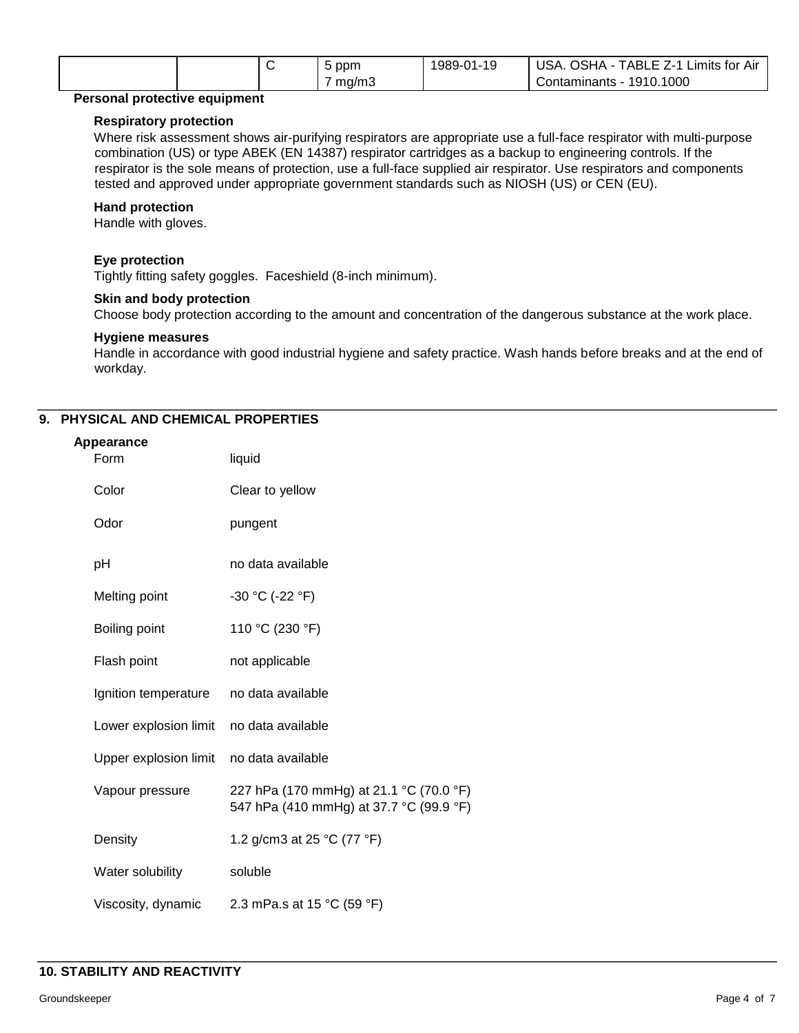| | | C | 5 ppm<br>7 mg/m3 | 1989-01-19 | USA. OSHA - TABLE Z-1 Limits for Air Contaminants - 1910.1000 |
|---|---|---|---|---|---|

**Personal protective equipment**

**Respiratory protection**

Where risk assessment shows air-purifying respirators are appropriate use a full-face respirator with multi-purpose combination (US) or type ABEK (EN 14387) respirator cartridges as a backup to engineering controls. If the respirator is the sole means of protection, use a full-face supplied air respirator. Use respirators and components tested and approved under appropriate government standards such as NIOSH (US) or CEN (EU).

**Hand protection**

Handle with gloves.

**Eye protection**

Tightly fitting safety goggles. Faceshield (8-inch minimum).

**Skin and body protection**

Choose body protection according to the amount and concentration of the dangerous substance at the work place.

**Hygiene measures**

Handle in accordance with good industrial hygiene and safety practice. Wash hands before breaks and at the end of workday.

## 9. PHYSICAL AND CHEMICAL PROPERTIES

**Appearance**

| | |
|---|---|
| Form | liquid |
| Color | Clear to yellow |
| Odor | pungent |
| pH | no data available |
| Melting point | -30 °C (-22 °F) |
| Boiling point | 110 °C (230 °F) |
| Flash point | not applicable |
| Ignition temperature | no data available |
| Lower explosion limit | no data available |
| Upper explosion limit | no data available |
| Vapour pressure | 227 hPa (170 mmHg) at 21.1 °C (70.0 °F)<br>547 hPa (410 mmHg) at 37.7 °C (99.9 °F) |
| Density | 1.2 g/cm3 at 25 °C (77 °F) |
| Water solubility | soluble |
| Viscosity, dynamic | 2.3 mPa.s at 15 °C (59 °F) |

## 10. STABILITY AND REACTIVITY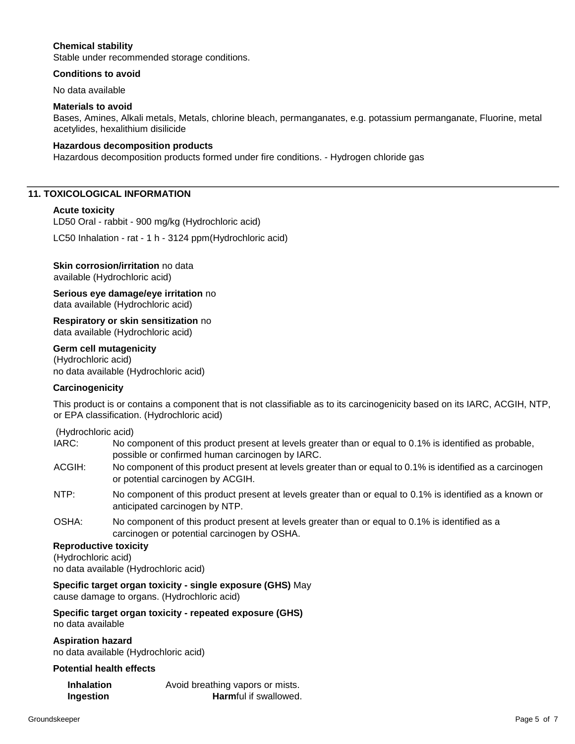**Chemical stability**
Stable under recommended storage conditions.

**Conditions to avoid**

No data available

**Materials to avoid**
Bases, Amines, Alkali metals, Metals, chlorine bleach, permanganates, e.g. potassium permanganate, Fluorine, metal acetylides, hexalithium disilicide

**Hazardous decomposition products**
Hazardous decomposition products formed under fire conditions. - Hydrogen chloride gas

## 11. TOXICOLOGICAL INFORMATION

**Acute toxicity**
LD50 Oral - rabbit - 900 mg/kg (Hydrochloric acid)

LC50 Inhalation - rat - 1 h - 3124 ppm(Hydrochloric acid)

**Skin corrosion/irritation** no data available (Hydrochloric acid)

**Serious eye damage/eye irritation** no data available (Hydrochloric acid)

**Respiratory or skin sensitization** no data available (Hydrochloric acid)

**Germ cell mutagenicity**
(Hydrochloric acid)
no data available (Hydrochloric acid)

**Carcinogenicity**

This product is or contains a component that is not classifiable as to its carcinogenicity based on its IARC, ACGIH, NTP, or EPA classification. (Hydrochloric acid)

(Hydrochloric acid)

IARC: No component of this product present at levels greater than or equal to 0.1% is identified as probable, possible or confirmed human carcinogen by IARC.

ACGIH: No component of this product present at levels greater than or equal to 0.1% is identified as a carcinogen or potential carcinogen by ACGIH.

NTP: No component of this product present at levels greater than or equal to 0.1% is identified as a known or anticipated carcinogen by NTP.

OSHA: No component of this product present at levels greater than or equal to 0.1% is identified as a carcinogen or potential carcinogen by OSHA.

**Reproductive toxicity**
(Hydrochloric acid)
no data available (Hydrochloric acid)

**Specific target organ toxicity - single exposure (GHS)** May cause damage to organs. (Hydrochloric acid)

**Specific target organ toxicity - repeated exposure (GHS)**
no data available

**Aspiration hazard**
no data available (Hydrochloric acid)

**Potential health effects**

**Inhalation** Avoid breathing vapors or mists.
**Ingestion** **Harm**ful if swallowed.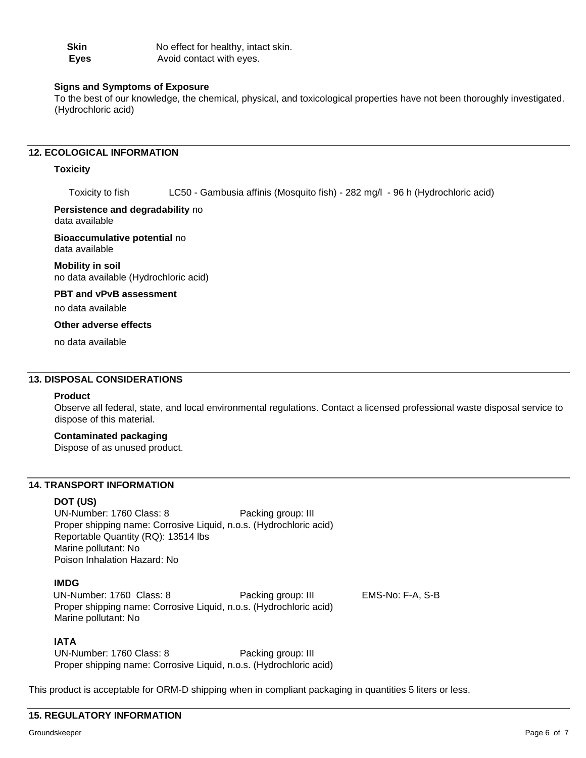**Skin** No effect for healthy, intact skin.
**Eyes** Avoid contact with eyes.

**Signs and Symptoms of Exposure**
To the best of our knowledge, the chemical, physical, and toxicological properties have not been thoroughly investigated. (Hydrochloric acid)

## 12. ECOLOGICAL INFORMATION

**Toxicity**

Toxicity to fish LC50 - Gambusia affinis (Mosquito fish) - 282 mg/l - 96 h (Hydrochloric acid)

**Persistence and degradability** no data available

**Bioaccumulative potential** no data available

**Mobility in soil**
no data available (Hydrochloric acid)

**PBT and vPvB assessment**
no data available

**Other adverse effects**
no data available

## 13. DISPOSAL CONSIDERATIONS

**Product**
Observe all federal, state, and local environmental regulations. Contact a licensed professional waste disposal service to dispose of this material.

**Contaminated packaging**
Dispose of as unused product.

## 14. TRANSPORT INFORMATION

**DOT (US)**
UN-Number: 1760 Class: 8 Packing group: III
Proper shipping name: Corrosive Liquid, n.o.s. (Hydrochloric acid)
Reportable Quantity (RQ): 13514 lbs
Marine pollutant: No
Poison Inhalation Hazard: No

**IMDG**
UN-Number: 1760 Class: 8 Packing group: III EMS-No: F-A, S-B
Proper shipping name: Corrosive Liquid, n.o.s. (Hydrochloric acid)
Marine pollutant: No

**IATA**
UN-Number: 1760 Class: 8 Packing group: III
Proper shipping name: Corrosive Liquid, n.o.s. (Hydrochloric acid)

This product is acceptable for ORM-D shipping when in compliant packaging in quantities 5 liters or less.

## 15. REGULATORY INFORMATION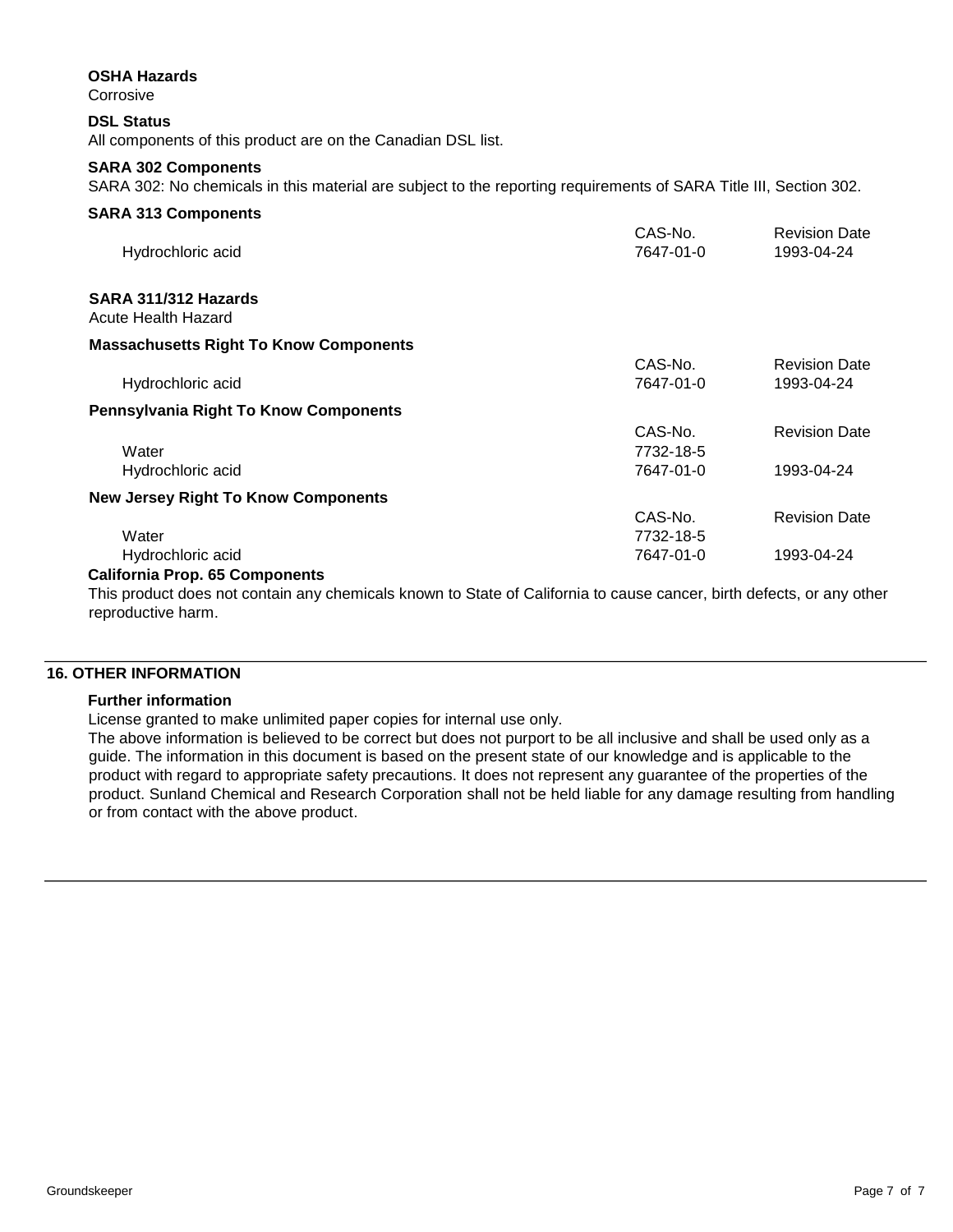**OSHA Hazards**

Corrosive

**DSL Status**

All components of this product are on the Canadian DSL list.

**SARA 302 Components**

SARA 302: No chemicals in this material are subject to the reporting requirements of SARA Title III, Section 302.

**SARA 313 Components**

| | CAS-No. | Revision Date |
|---|---|---|
| Hydrochloric acid | 7647-01-0 | 1993-04-24 |

**SARA 311/312 Hazards**

Acute Health Hazard

**Massachusetts Right To Know Components**

| | CAS-No. | Revision Date |
|---|---|---|
| Hydrochloric acid | 7647-01-0 | 1993-04-24 |

**Pennsylvania Right To Know Components**

| | CAS-No. | Revision Date |
|---|---|---|
| Water | 7732-18-5 | |
| Hydrochloric acid | 7647-01-0 | 1993-04-24 |

**New Jersey Right To Know Components**

| | CAS-No. | Revision Date |
|---|---|---|
| Water | 7732-18-5 | |
| Hydrochloric acid | 7647-01-0 | 1993-04-24 |

**California Prop. 65 Components**

This product does not contain any chemicals known to State of California to cause cancer, birth defects, or any other reproductive harm.

## 16. OTHER INFORMATION

**Further information**

License granted to make unlimited paper copies for internal use only.

The above information is believed to be correct but does not purport to be all inclusive and shall be used only as a guide. The information in this document is based on the present state of our knowledge and is applicable to the product with regard to appropriate safety precautions. It does not represent any guarantee of the properties of the product. Sunland Chemical and Research Corporation shall not be held liable for any damage resulting from handling or from contact with the above product.